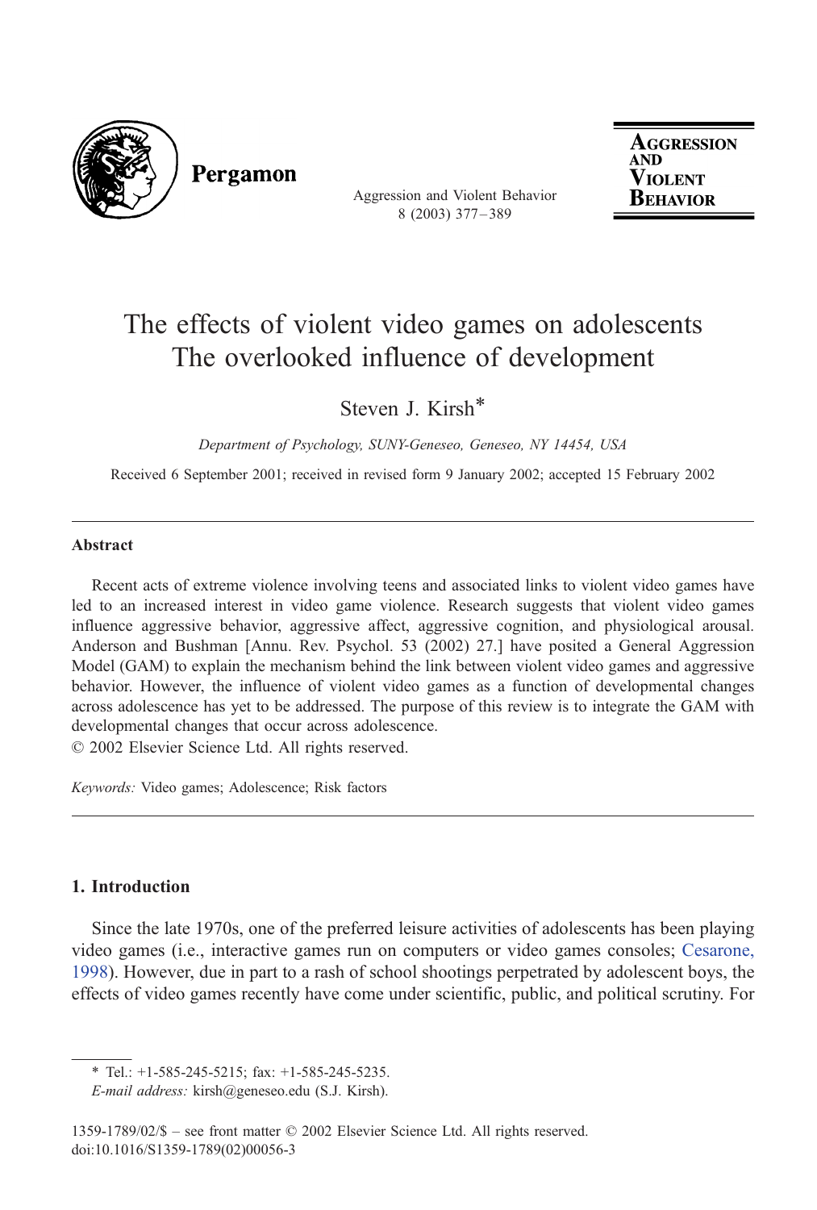# The effects of violent video games on adolescents
# The overlooked influence of development

Steven J. Kirsh*

*Department of Psychology, SUNY-Geneseo, Geneseo, NY 14454, USA*

Received 6 September 2001; received in revised form 9 January 2002; accepted 15 February 2002

---

## Abstract

Recent acts of extreme violence involving teens and associated links to violent video games have led to an increased interest in video game violence. Research suggests that violent video games influence aggressive behavior, aggressive affect, aggressive cognition, and physiological arousal. Anderson and Bushman [Annu. Rev. Psychol. 53 (2002) 27.] have posited a General Aggression Model (GAM) to explain the mechanism behind the link between violent video games and aggressive behavior. However, the influence of violent video games as a function of developmental changes across adolescence has yet to be addressed. The purpose of this review is to integrate the GAM with developmental changes that occur across adolescence.

© 2002 Elsevier Science Ltd. All rights reserved.

*Keywords:* Video games; Adolescence; Risk factors

---

## 1. Introduction

Since the late 1970s, one of the preferred leisure activities of adolescents has been playing video games (i.e., interactive games run on computers or video games consoles; Cesarone, 1998). However, due in part to a rash of school shootings perpetrated by adolescent boys, the effects of video games recently have come under scientific, public, and political scrutiny. For

---

\* Tel.: +1-585-245-5215; fax: +1-585-245-5235.

*E-mail address:* kirsh@geneseo.edu (S.J. Kirsh).

1359-1789/02/$ – see front matter © 2002 Elsevier Science Ltd. All rights reserved.
doi:10.1016/S1359-1789(02)00056-3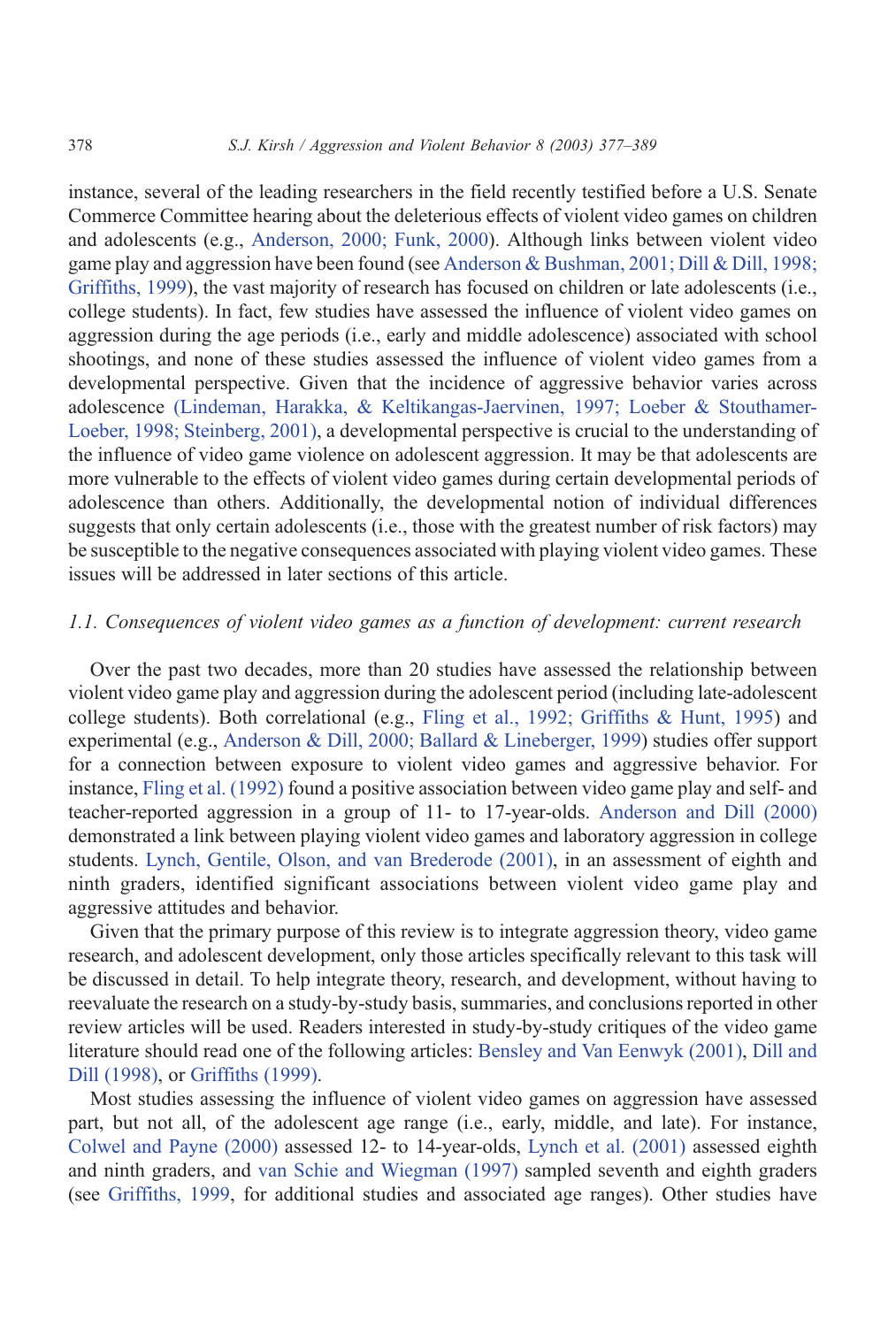instance, several of the leading researchers in the field recently testified before a U.S. Senate Commerce Committee hearing about the deleterious effects of violent video games on children and adolescents (e.g., Anderson, 2000; Funk, 2000). Although links between violent video game play and aggression have been found (see Anderson & Bushman, 2001; Dill & Dill, 1998; Griffiths, 1999), the vast majority of research has focused on children or late adolescents (i.e., college students). In fact, few studies have assessed the influence of violent video games on aggression during the age periods (i.e., early and middle adolescence) associated with school shootings, and none of these studies assessed the influence of violent video games from a developmental perspective. Given that the incidence of aggressive behavior varies across adolescence (Lindeman, Harakka, & Keltikangas-Jaervinen, 1997; Loeber & Stouthamer-Loeber, 1998; Steinberg, 2001), a developmental perspective is crucial to the understanding of the influence of video game violence on adolescent aggression. It may be that adolescents are more vulnerable to the effects of violent video games during certain developmental periods of adolescence than others. Additionally, the developmental notion of individual differences suggests that only certain adolescents (i.e., those with the greatest number of risk factors) may be susceptible to the negative consequences associated with playing violent video games. These issues will be addressed in later sections of this article.

### *1.1. Consequences of violent video games as a function of development: current research*

Over the past two decades, more than 20 studies have assessed the relationship between violent video game play and aggression during the adolescent period (including late-adolescent college students). Both correlational (e.g., Fling et al., 1992; Griffiths & Hunt, 1995) and experimental (e.g., Anderson & Dill, 2000; Ballard & Lineberger, 1999) studies offer support for a connection between exposure to violent video games and aggressive behavior. For instance, Fling et al. (1992) found a positive association between video game play and self- and teacher-reported aggression in a group of 11- to 17-year-olds. Anderson and Dill (2000) demonstrated a link between playing violent video games and laboratory aggression in college students. Lynch, Gentile, Olson, and van Brederode (2001), in an assessment of eighth and ninth graders, identified significant associations between violent video game play and aggressive attitudes and behavior.

Given that the primary purpose of this review is to integrate aggression theory, video game research, and adolescent development, only those articles specifically relevant to this task will be discussed in detail. To help integrate theory, research, and development, without having to reevaluate the research on a study-by-study basis, summaries, and conclusions reported in other review articles will be used. Readers interested in study-by-study critiques of the video game literature should read one of the following articles: Bensley and Van Eenwyk (2001), Dill and Dill (1998), or Griffiths (1999).

Most studies assessing the influence of violent video games on aggression have assessed part, but not all, of the adolescent age range (i.e., early, middle, and late). For instance, Colwel and Payne (2000) assessed 12- to 14-year-olds, Lynch et al. (2001) assessed eighth and ninth graders, and van Schie and Wiegman (1997) sampled seventh and eighth graders (see Griffiths, 1999, for additional studies and associated age ranges). Other studies have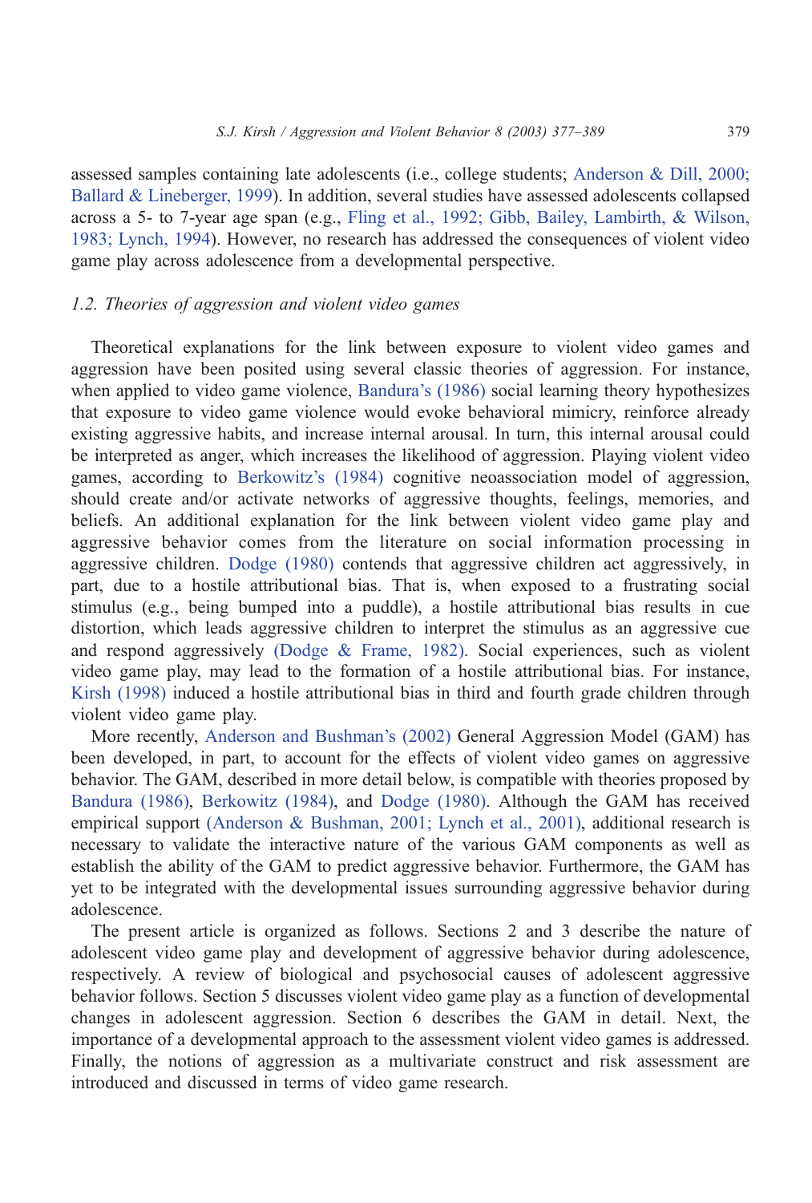assessed samples containing late adolescents (i.e., college students; Anderson & Dill, 2000; Ballard & Lineberger, 1999). In addition, several studies have assessed adolescents collapsed across a 5- to 7-year age span (e.g., Fling et al., 1992; Gibb, Bailey, Lambirth, & Wilson, 1983; Lynch, 1994). However, no research has addressed the consequences of violent video game play across adolescence from a developmental perspective.

### *1.2. Theories of aggression and violent video games*

Theoretical explanations for the link between exposure to violent video games and aggression have been posited using several classic theories of aggression. For instance, when applied to video game violence, Bandura's (1986) social learning theory hypothesizes that exposure to video game violence would evoke behavioral mimicry, reinforce already existing aggressive habits, and increase internal arousal. In turn, this internal arousal could be interpreted as anger, which increases the likelihood of aggression. Playing violent video games, according to Berkowitz's (1984) cognitive neoassociation model of aggression, should create and/or activate networks of aggressive thoughts, feelings, memories, and beliefs. An additional explanation for the link between violent video game play and aggressive behavior comes from the literature on social information processing in aggressive children. Dodge (1980) contends that aggressive children act aggressively, in part, due to a hostile attributional bias. That is, when exposed to a frustrating social stimulus (e.g., being bumped into a puddle), a hostile attributional bias results in cue distortion, which leads aggressive children to interpret the stimulus as an aggressive cue and respond aggressively (Dodge & Frame, 1982). Social experiences, such as violent video game play, may lead to the formation of a hostile attributional bias. For instance, Kirsh (1998) induced a hostile attributional bias in third and fourth grade children through violent video game play.

More recently, Anderson and Bushman's (2002) General Aggression Model (GAM) has been developed, in part, to account for the effects of violent video games on aggressive behavior. The GAM, described in more detail below, is compatible with theories proposed by Bandura (1986), Berkowitz (1984), and Dodge (1980). Although the GAM has received empirical support (Anderson & Bushman, 2001; Lynch et al., 2001), additional research is necessary to validate the interactive nature of the various GAM components as well as establish the ability of the GAM to predict aggressive behavior. Furthermore, the GAM has yet to be integrated with the developmental issues surrounding aggressive behavior during adolescence.

The present article is organized as follows. Sections 2 and 3 describe the nature of adolescent video game play and development of aggressive behavior during adolescence, respectively. A review of biological and psychosocial causes of adolescent aggressive behavior follows. Section 5 discusses violent video game play as a function of developmental changes in adolescent aggression. Section 6 describes the GAM in detail. Next, the importance of a developmental approach to the assessment violent video games is addressed. Finally, the notions of aggression as a multivariate construct and risk assessment are introduced and discussed in terms of video game research.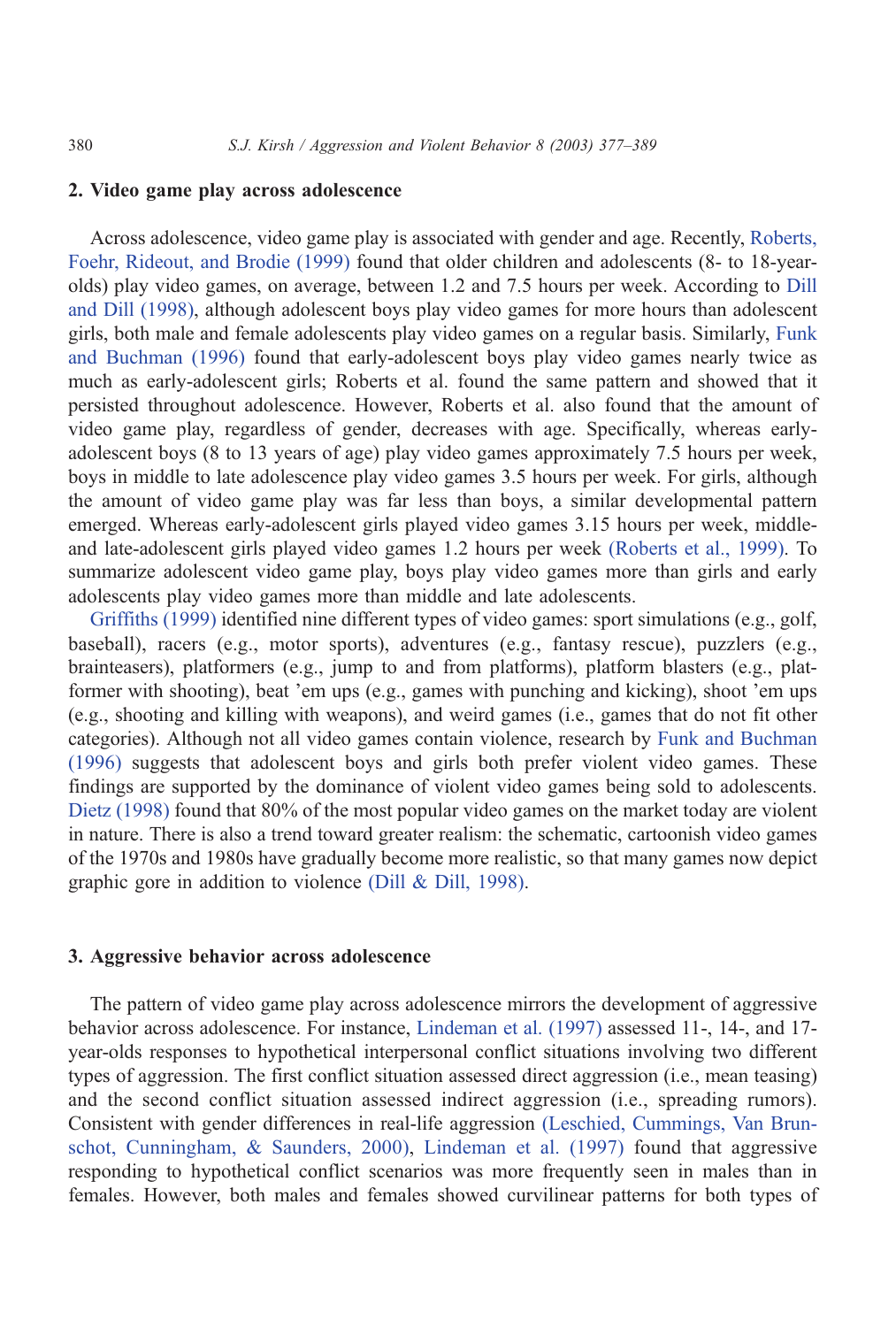## 2. Video game play across adolescence

Across adolescence, video game play is associated with gender and age. Recently, Roberts, Foehr, Rideout, and Brodie (1999) found that older children and adolescents (8- to 18-year-olds) play video games, on average, between 1.2 and 7.5 hours per week. According to Dill and Dill (1998), although adolescent boys play video games for more hours than adolescent girls, both male and female adolescents play video games on a regular basis. Similarly, Funk and Buchman (1996) found that early-adolescent boys play video games nearly twice as much as early-adolescent girls; Roberts et al. found the same pattern and showed that it persisted throughout adolescence. However, Roberts et al. also found that the amount of video game play, regardless of gender, decreases with age. Specifically, whereas early-adolescent boys (8 to 13 years of age) play video games approximately 7.5 hours per week, boys in middle to late adolescence play video games 3.5 hours per week. For girls, although the amount of video game play was far less than boys, a similar developmental pattern emerged. Whereas early-adolescent girls played video games 3.15 hours per week, middle- and late-adolescent girls played video games 1.2 hours per week (Roberts et al., 1999). To summarize adolescent video game play, boys play video games more than girls and early adolescents play video games more than middle and late adolescents.

Griffiths (1999) identified nine different types of video games: sport simulations (e.g., golf, baseball), racers (e.g., motor sports), adventures (e.g., fantasy rescue), puzzlers (e.g., brainteasers), platformers (e.g., jump to and from platforms), platform blasters (e.g., platformer with shooting), beat 'em ups (e.g., games with punching and kicking), shoot 'em ups (e.g., shooting and killing with weapons), and weird games (i.e., games that do not fit other categories). Although not all video games contain violence, research by Funk and Buchman (1996) suggests that adolescent boys and girls both prefer violent video games. These findings are supported by the dominance of violent video games being sold to adolescents. Dietz (1998) found that 80% of the most popular video games on the market today are violent in nature. There is also a trend toward greater realism: the schematic, cartoonish video games of the 1970s and 1980s have gradually become more realistic, so that many games now depict graphic gore in addition to violence (Dill & Dill, 1998).

## 3. Aggressive behavior across adolescence

The pattern of video game play across adolescence mirrors the development of aggressive behavior across adolescence. For instance, Lindeman et al. (1997) assessed 11-, 14-, and 17-year-olds responses to hypothetical interpersonal conflict situations involving two different types of aggression. The first conflict situation assessed direct aggression (i.e., mean teasing) and the second conflict situation assessed indirect aggression (i.e., spreading rumors). Consistent with gender differences in real-life aggression (Leschied, Cummings, Van Brunschot, Cunningham, & Saunders, 2000), Lindeman et al. (1997) found that aggressive responding to hypothetical conflict scenarios was more frequently seen in males than in females. However, both males and females showed curvilinear patterns for both types of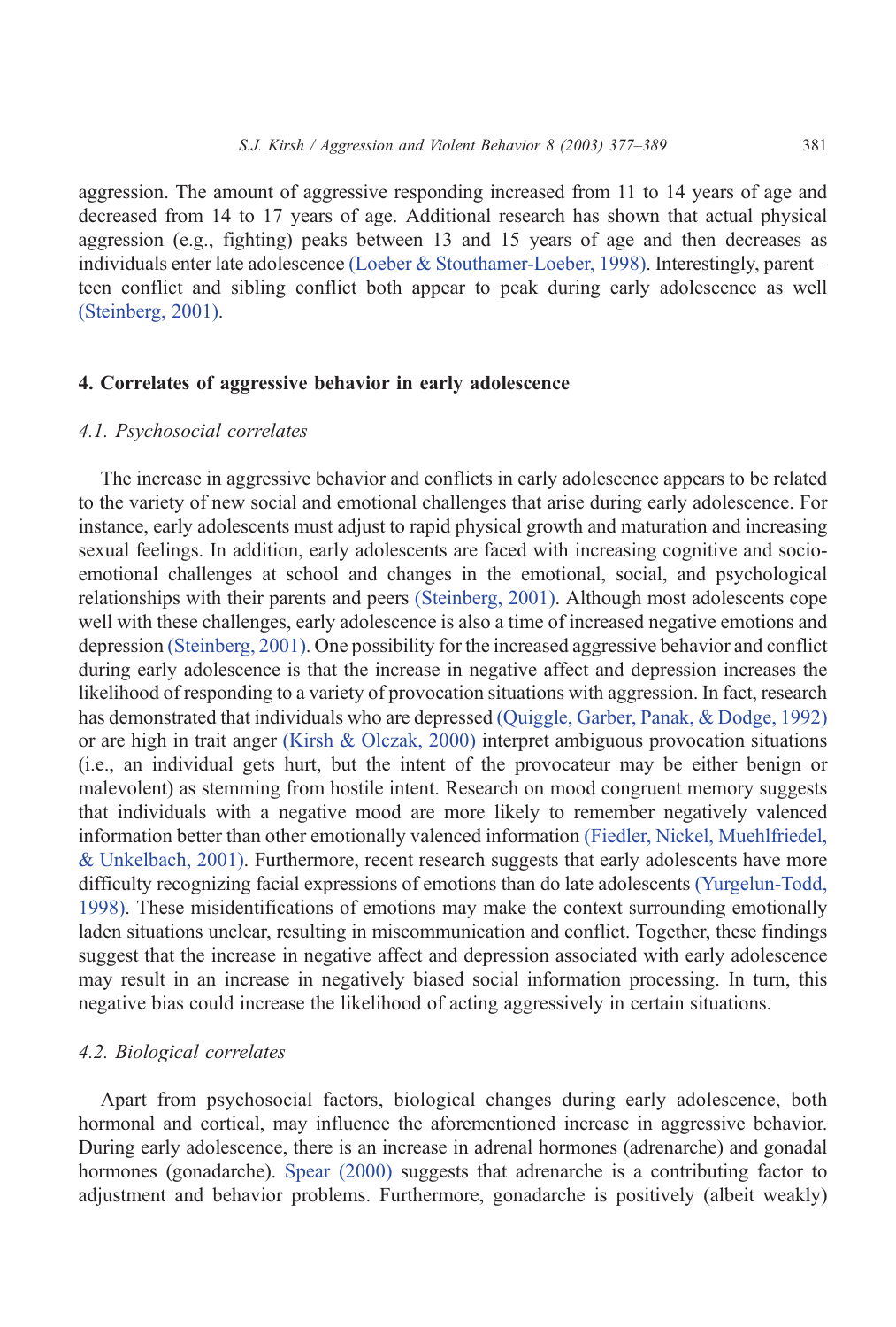aggression. The amount of aggressive responding increased from 11 to 14 years of age and decreased from 14 to 17 years of age. Additional research has shown that actual physical aggression (e.g., fighting) peaks between 13 and 15 years of age and then decreases as individuals enter late adolescence (Loeber & Stouthamer-Loeber, 1998). Interestingly, parent–teen conflict and sibling conflict both appear to peak during early adolescence as well (Steinberg, 2001).

## 4. Correlates of aggressive behavior in early adolescence

### *4.1. Psychosocial correlates*

The increase in aggressive behavior and conflicts in early adolescence appears to be related to the variety of new social and emotional challenges that arise during early adolescence. For instance, early adolescents must adjust to rapid physical growth and maturation and increasing sexual feelings. In addition, early adolescents are faced with increasing cognitive and socio-emotional challenges at school and changes in the emotional, social, and psychological relationships with their parents and peers (Steinberg, 2001). Although most adolescents cope well with these challenges, early adolescence is also a time of increased negative emotions and depression (Steinberg, 2001). One possibility for the increased aggressive behavior and conflict during early adolescence is that the increase in negative affect and depression increases the likelihood of responding to a variety of provocation situations with aggression. In fact, research has demonstrated that individuals who are depressed (Quiggle, Garber, Panak, & Dodge, 1992) or are high in trait anger (Kirsh & Olczak, 2000) interpret ambiguous provocation situations (i.e., an individual gets hurt, but the intent of the provocateur may be either benign or malevolent) as stemming from hostile intent. Research on mood congruent memory suggests that individuals with a negative mood are more likely to remember negatively valenced information better than other emotionally valenced information (Fiedler, Nickel, Muehlfriedel, & Unkelbach, 2001). Furthermore, recent research suggests that early adolescents have more difficulty recognizing facial expressions of emotions than do late adolescents (Yurgelun-Todd, 1998). These misidentifications of emotions may make the context surrounding emotionally laden situations unclear, resulting in miscommunication and conflict. Together, these findings suggest that the increase in negative affect and depression associated with early adolescence may result in an increase in negatively biased social information processing. In turn, this negative bias could increase the likelihood of acting aggressively in certain situations.

### *4.2. Biological correlates*

Apart from psychosocial factors, biological changes during early adolescence, both hormonal and cortical, may influence the aforementioned increase in aggressive behavior. During early adolescence, there is an increase in adrenal hormones (adrenarche) and gonadal hormones (gonadarche). Spear (2000) suggests that adrenarche is a contributing factor to adjustment and behavior problems. Furthermore, gonadarche is positively (albeit weakly)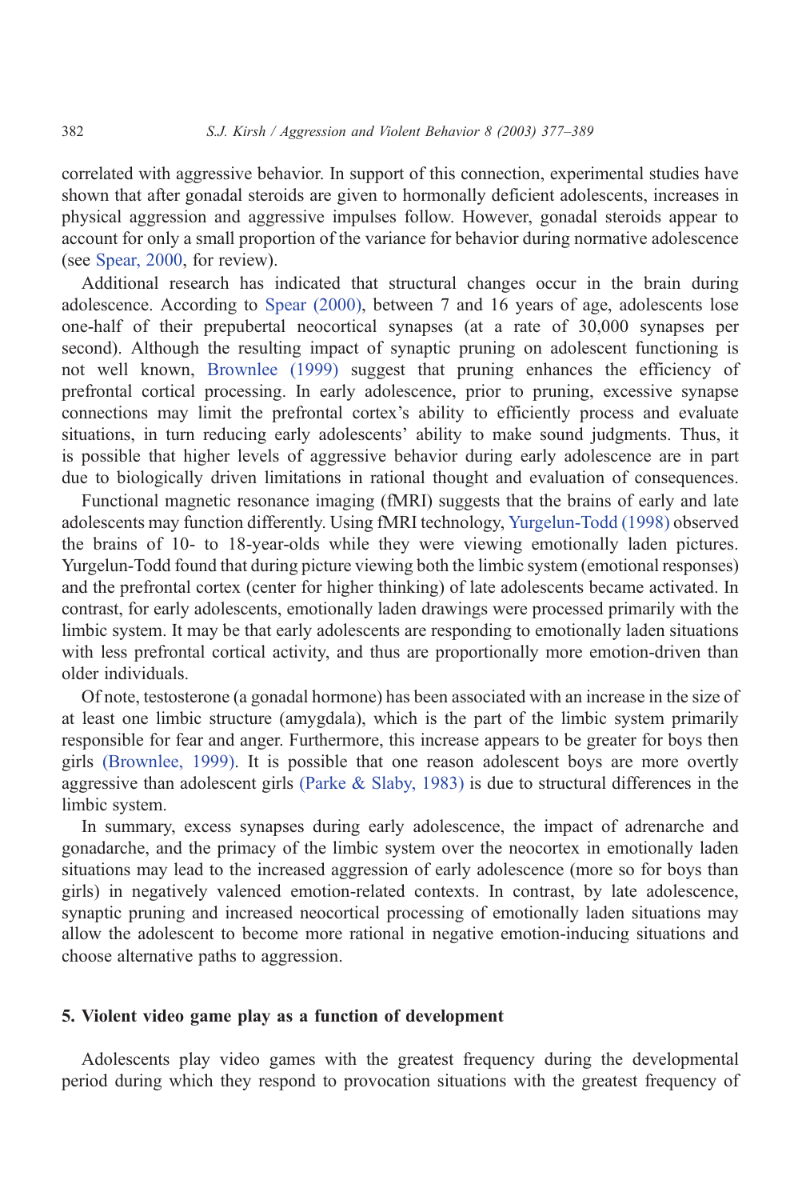correlated with aggressive behavior. In support of this connection, experimental studies have shown that after gonadal steroids are given to hormonally deficient adolescents, increases in physical aggression and aggressive impulses follow. However, gonadal steroids appear to account for only a small proportion of the variance for behavior during normative adolescence (see Spear, 2000, for review).

Additional research has indicated that structural changes occur in the brain during adolescence. According to Spear (2000), between 7 and 16 years of age, adolescents lose one-half of their prepubertal neocortical synapses (at a rate of 30,000 synapses per second). Although the resulting impact of synaptic pruning on adolescent functioning is not well known, Brownlee (1999) suggest that pruning enhances the efficiency of prefrontal cortical processing. In early adolescence, prior to pruning, excessive synapse connections may limit the prefrontal cortex's ability to efficiently process and evaluate situations, in turn reducing early adolescents' ability to make sound judgments. Thus, it is possible that higher levels of aggressive behavior during early adolescence are in part due to biologically driven limitations in rational thought and evaluation of consequences.

Functional magnetic resonance imaging (fMRI) suggests that the brains of early and late adolescents may function differently. Using fMRI technology, Yurgelun-Todd (1998) observed the brains of 10- to 18-year-olds while they were viewing emotionally laden pictures. Yurgelun-Todd found that during picture viewing both the limbic system (emotional responses) and the prefrontal cortex (center for higher thinking) of late adolescents became activated. In contrast, for early adolescents, emotionally laden drawings were processed primarily with the limbic system. It may be that early adolescents are responding to emotionally laden situations with less prefrontal cortical activity, and thus are proportionally more emotion-driven than older individuals.

Of note, testosterone (a gonadal hormone) has been associated with an increase in the size of at least one limbic structure (amygdala), which is the part of the limbic system primarily responsible for fear and anger. Furthermore, this increase appears to be greater for boys then girls (Brownlee, 1999). It is possible that one reason adolescent boys are more overtly aggressive than adolescent girls (Parke & Slaby, 1983) is due to structural differences in the limbic system.

In summary, excess synapses during early adolescence, the impact of adrenarche and gonadarche, and the primacy of the limbic system over the neocortex in emotionally laden situations may lead to the increased aggression of early adolescence (more so for boys than girls) in negatively valenced emotion-related contexts. In contrast, by late adolescence, synaptic pruning and increased neocortical processing of emotionally laden situations may allow the adolescent to become more rational in negative emotion-inducing situations and choose alternative paths to aggression.

## 5. Violent video game play as a function of development

Adolescents play video games with the greatest frequency during the developmental period during which they respond to provocation situations with the greatest frequency of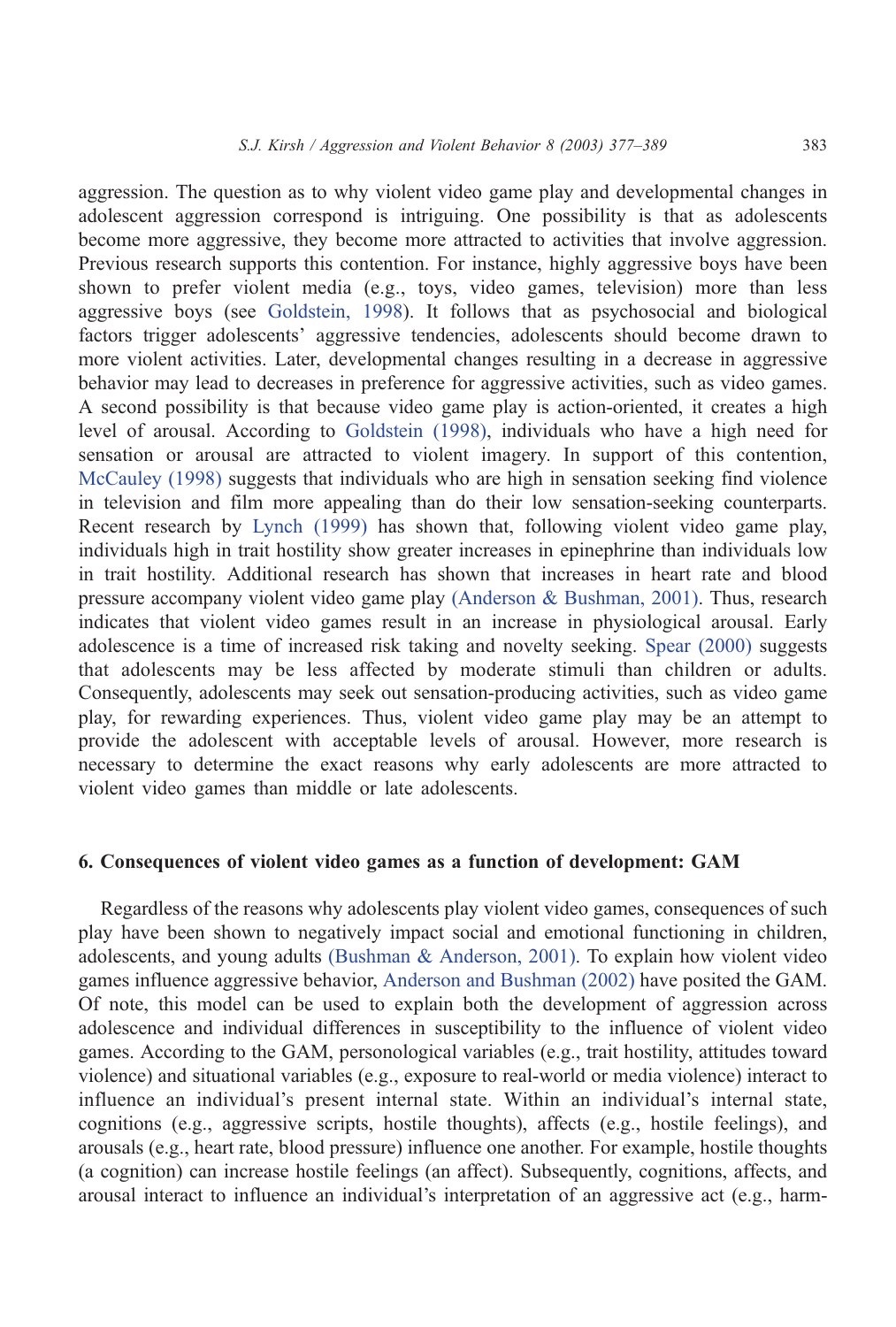aggression. The question as to why violent video game play and developmental changes in adolescent aggression correspond is intriguing. One possibility is that as adolescents become more aggressive, they become more attracted to activities that involve aggression. Previous research supports this contention. For instance, highly aggressive boys have been shown to prefer violent media (e.g., toys, video games, television) more than less aggressive boys (see Goldstein, 1998). It follows that as psychosocial and biological factors trigger adolescents' aggressive tendencies, adolescents should become drawn to more violent activities. Later, developmental changes resulting in a decrease in aggressive behavior may lead to decreases in preference for aggressive activities, such as video games. A second possibility is that because video game play is action-oriented, it creates a high level of arousal. According to Goldstein (1998), individuals who have a high need for sensation or arousal are attracted to violent imagery. In support of this contention, McCauley (1998) suggests that individuals who are high in sensation seeking find violence in television and film more appealing than do their low sensation-seeking counterparts. Recent research by Lynch (1999) has shown that, following violent video game play, individuals high in trait hostility show greater increases in epinephrine than individuals low in trait hostility. Additional research has shown that increases in heart rate and blood pressure accompany violent video game play (Anderson & Bushman, 2001). Thus, research indicates that violent video games result in an increase in physiological arousal. Early adolescence is a time of increased risk taking and novelty seeking. Spear (2000) suggests that adolescents may be less affected by moderate stimuli than children or adults. Consequently, adolescents may seek out sensation-producing activities, such as video game play, for rewarding experiences. Thus, violent video game play may be an attempt to provide the adolescent with acceptable levels of arousal. However, more research is necessary to determine the exact reasons why early adolescents are more attracted to violent video games than middle or late adolescents.

## 6. Consequences of violent video games as a function of development: GAM

Regardless of the reasons why adolescents play violent video games, consequences of such play have been shown to negatively impact social and emotional functioning in children, adolescents, and young adults (Bushman & Anderson, 2001). To explain how violent video games influence aggressive behavior, Anderson and Bushman (2002) have posited the GAM. Of note, this model can be used to explain both the development of aggression across adolescence and individual differences in susceptibility to the influence of violent video games. According to the GAM, personological variables (e.g., trait hostility, attitudes toward violence) and situational variables (e.g., exposure to real-world or media violence) interact to influence an individual's present internal state. Within an individual's internal state, cognitions (e.g., aggressive scripts, hostile thoughts), affects (e.g., hostile feelings), and arousals (e.g., heart rate, blood pressure) influence one another. For example, hostile thoughts (a cognition) can increase hostile feelings (an affect). Subsequently, cognitions, affects, and arousal interact to influence an individual's interpretation of an aggressive act (e.g., harm-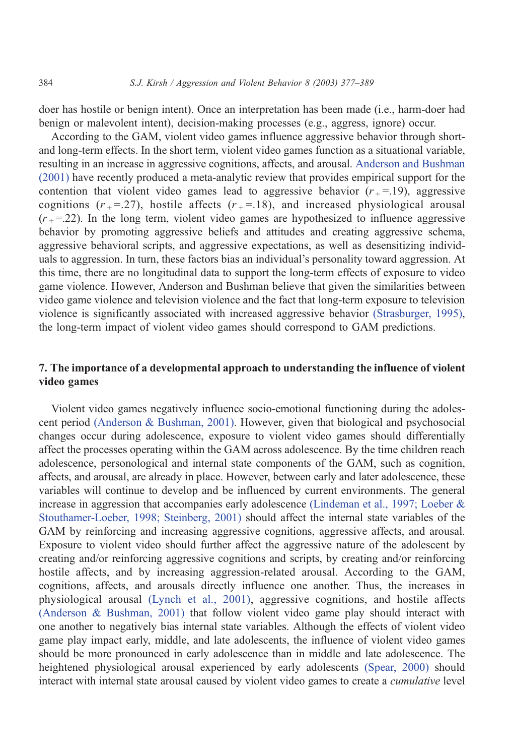doer has hostile or benign intent). Once an interpretation has been made (i.e., harm-doer had benign or malevolent intent), decision-making processes (e.g., aggress, ignore) occur.

According to the GAM, violent video games influence aggressive behavior through short- and long-term effects. In the short term, violent video games function as a situational variable, resulting in an increase in aggressive cognitions, affects, and arousal. Anderson and Bushman (2001) have recently produced a meta-analytic review that provides empirical support for the contention that violent video games lead to aggressive behavior ($r_+=.19$), aggressive cognitions ($r_+=.27$), hostile affects ($r_+=.18$), and increased physiological arousal ($r_+=.22$). In the long term, violent video games are hypothesized to influence aggressive behavior by promoting aggressive beliefs and attitudes and creating aggressive schema, aggressive behavioral scripts, and aggressive expectations, as well as desensitizing individuals to aggression. In turn, these factors bias an individual's personality toward aggression. At this time, there are no longitudinal data to support the long-term effects of exposure to video game violence. However, Anderson and Bushman believe that given the similarities between video game violence and television violence and the fact that long-term exposure to television violence is significantly associated with increased aggressive behavior (Strasburger, 1995), the long-term impact of violent video games should correspond to GAM predictions.

## 7. The importance of a developmental approach to understanding the influence of violent video games

Violent video games negatively influence socio-emotional functioning during the adolescent period (Anderson & Bushman, 2001). However, given that biological and psychosocial changes occur during adolescence, exposure to violent video games should differentially affect the processes operating within the GAM across adolescence. By the time children reach adolescence, personological and internal state components of the GAM, such as cognition, affects, and arousal, are already in place. However, between early and later adolescence, these variables will continue to develop and be influenced by current environments. The general increase in aggression that accompanies early adolescence (Lindeman et al., 1997; Loeber & Stouthamer-Loeber, 1998; Steinberg, 2001) should affect the internal state variables of the GAM by reinforcing and increasing aggressive cognitions, aggressive affects, and arousal. Exposure to violent video should further affect the aggressive nature of the adolescent by creating and/or reinforcing aggressive cognitions and scripts, by creating and/or reinforcing hostile affects, and by increasing aggression-related arousal. According to the GAM, cognitions, affects, and arousals directly influence one another. Thus, the increases in physiological arousal (Lynch et al., 2001), aggressive cognitions, and hostile affects (Anderson & Bushman, 2001) that follow violent video game play should interact with one another to negatively bias internal state variables. Although the effects of violent video game play impact early, middle, and late adolescents, the influence of violent video games should be more pronounced in early adolescence than in middle and late adolescence. The heightened physiological arousal experienced by early adolescents (Spear, 2000) should interact with internal state arousal caused by violent video games to create a *cumulative* level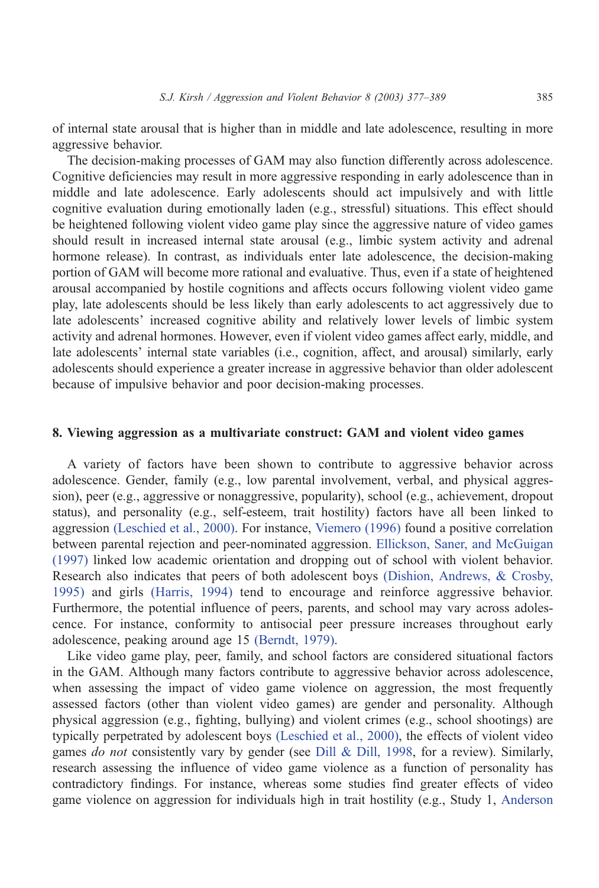of internal state arousal that is higher than in middle and late adolescence, resulting in more aggressive behavior.

The decision-making processes of GAM may also function differently across adolescence. Cognitive deficiencies may result in more aggressive responding in early adolescence than in middle and late adolescence. Early adolescents should act impulsively and with little cognitive evaluation during emotionally laden (e.g., stressful) situations. This effect should be heightened following violent video game play since the aggressive nature of video games should result in increased internal state arousal (e.g., limbic system activity and adrenal hormone release). In contrast, as individuals enter late adolescence, the decision-making portion of GAM will become more rational and evaluative. Thus, even if a state of heightened arousal accompanied by hostile cognitions and affects occurs following violent video game play, late adolescents should be less likely than early adolescents to act aggressively due to late adolescents' increased cognitive ability and relatively lower levels of limbic system activity and adrenal hormones. However, even if violent video games affect early, middle, and late adolescents' internal state variables (i.e., cognition, affect, and arousal) similarly, early adolescents should experience a greater increase in aggressive behavior than older adolescent because of impulsive behavior and poor decision-making processes.

## 8. Viewing aggression as a multivariate construct: GAM and violent video games

A variety of factors have been shown to contribute to aggressive behavior across adolescence. Gender, family (e.g., low parental involvement, verbal, and physical aggression), peer (e.g., aggressive or nonaggressive, popularity), school (e.g., achievement, dropout status), and personality (e.g., self-esteem, trait hostility) factors have all been linked to aggression (Leschied et al., 2000). For instance, Viemero (1996) found a positive correlation between parental rejection and peer-nominated aggression. Ellickson, Saner, and McGuigan (1997) linked low academic orientation and dropping out of school with violent behavior. Research also indicates that peers of both adolescent boys (Dishion, Andrews, & Crosby, 1995) and girls (Harris, 1994) tend to encourage and reinforce aggressive behavior. Furthermore, the potential influence of peers, parents, and school may vary across adolescence. For instance, conformity to antisocial peer pressure increases throughout early adolescence, peaking around age 15 (Berndt, 1979).

Like video game play, peer, family, and school factors are considered situational factors in the GAM. Although many factors contribute to aggressive behavior across adolescence, when assessing the impact of video game violence on aggression, the most frequently assessed factors (other than violent video games) are gender and personality. Although physical aggression (e.g., fighting, bullying) and violent crimes (e.g., school shootings) are typically perpetrated by adolescent boys (Leschied et al., 2000), the effects of violent video games *do not* consistently vary by gender (see Dill & Dill, 1998, for a review). Similarly, research assessing the influence of video game violence as a function of personality has contradictory findings. For instance, whereas some studies find greater effects of video game violence on aggression for individuals high in trait hostility (e.g., Study 1, Anderson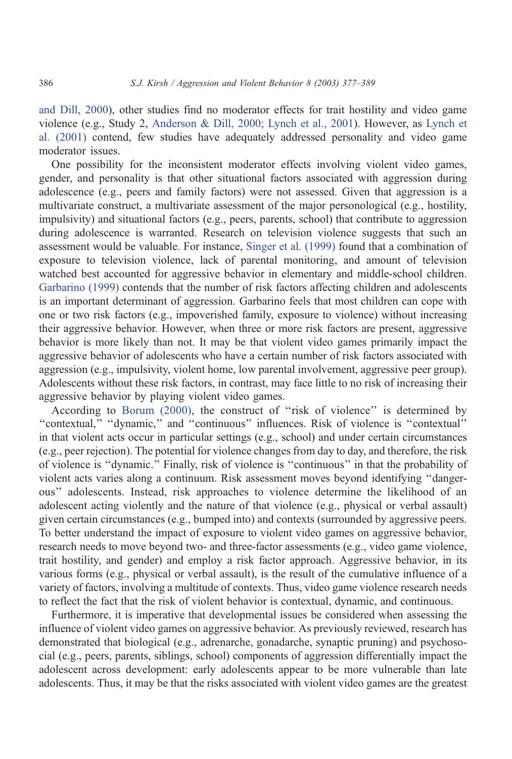and Dill, 2000), other studies find no moderator effects for trait hostility and video game violence (e.g., Study 2, Anderson & Dill, 2000; Lynch et al., 2001). However, as Lynch et al. (2001) contend, few studies have adequately addressed personality and video game moderator issues.

One possibility for the inconsistent moderator effects involving violent video games, gender, and personality is that other situational factors associated with aggression during adolescence (e.g., peers and family factors) were not assessed. Given that aggression is a multivariate construct, a multivariate assessment of the major personological (e.g., hostility, impulsivity) and situational factors (e.g., peers, parents, school) that contribute to aggression during adolescence is warranted. Research on television violence suggests that such an assessment would be valuable. For instance, Singer et al. (1999) found that a combination of exposure to television violence, lack of parental monitoring, and amount of television watched best accounted for aggressive behavior in elementary and middle-school children. Garbarino (1999) contends that the number of risk factors affecting children and adolescents is an important determinant of aggression. Garbarino feels that most children can cope with one or two risk factors (e.g., impoverished family, exposure to violence) without increasing their aggressive behavior. However, when three or more risk factors are present, aggressive behavior is more likely than not. It may be that violent video games primarily impact the aggressive behavior of adolescents who have a certain number of risk factors associated with aggression (e.g., impulsivity, violent home, low parental involvement, aggressive peer group). Adolescents without these risk factors, in contrast, may face little to no risk of increasing their aggressive behavior by playing violent video games.

According to Borum (2000), the construct of ''risk of violence'' is determined by ''contextual,'' ''dynamic,'' and ''continuous'' influences. Risk of violence is ''contextual'' in that violent acts occur in particular settings (e.g., school) and under certain circumstances (e.g., peer rejection). The potential for violence changes from day to day, and therefore, the risk of violence is ''dynamic.'' Finally, risk of violence is ''continuous'' in that the probability of violent acts varies along a continuum. Risk assessment moves beyond identifying ''dangerous'' adolescents. Instead, risk approaches to violence determine the likelihood of an adolescent acting violently and the nature of that violence (e.g., physical or verbal assault) given certain circumstances (e.g., bumped into) and contexts (surrounded by aggressive peers. To better understand the impact of exposure to violent video games on aggressive behavior, research needs to move beyond two- and three-factor assessments (e.g., video game violence, trait hostility, and gender) and employ a risk factor approach. Aggressive behavior, in its various forms (e.g., physical or verbal assault), is the result of the cumulative influence of a variety of factors, involving a multitude of contexts. Thus, video game violence research needs to reflect the fact that the risk of violent behavior is contextual, dynamic, and continuous.

Furthermore, it is imperative that developmental issues be considered when assessing the influence of violent video games on aggressive behavior. As previously reviewed, research has demonstrated that biological (e.g., adrenarche, gonadarche, synaptic pruning) and psychosocial (e.g., peers, parents, siblings, school) components of aggression differentially impact the adolescent across development: early adolescents appear to be more vulnerable than late adolescents. Thus, it may be that the risks associated with violent video games are the greatest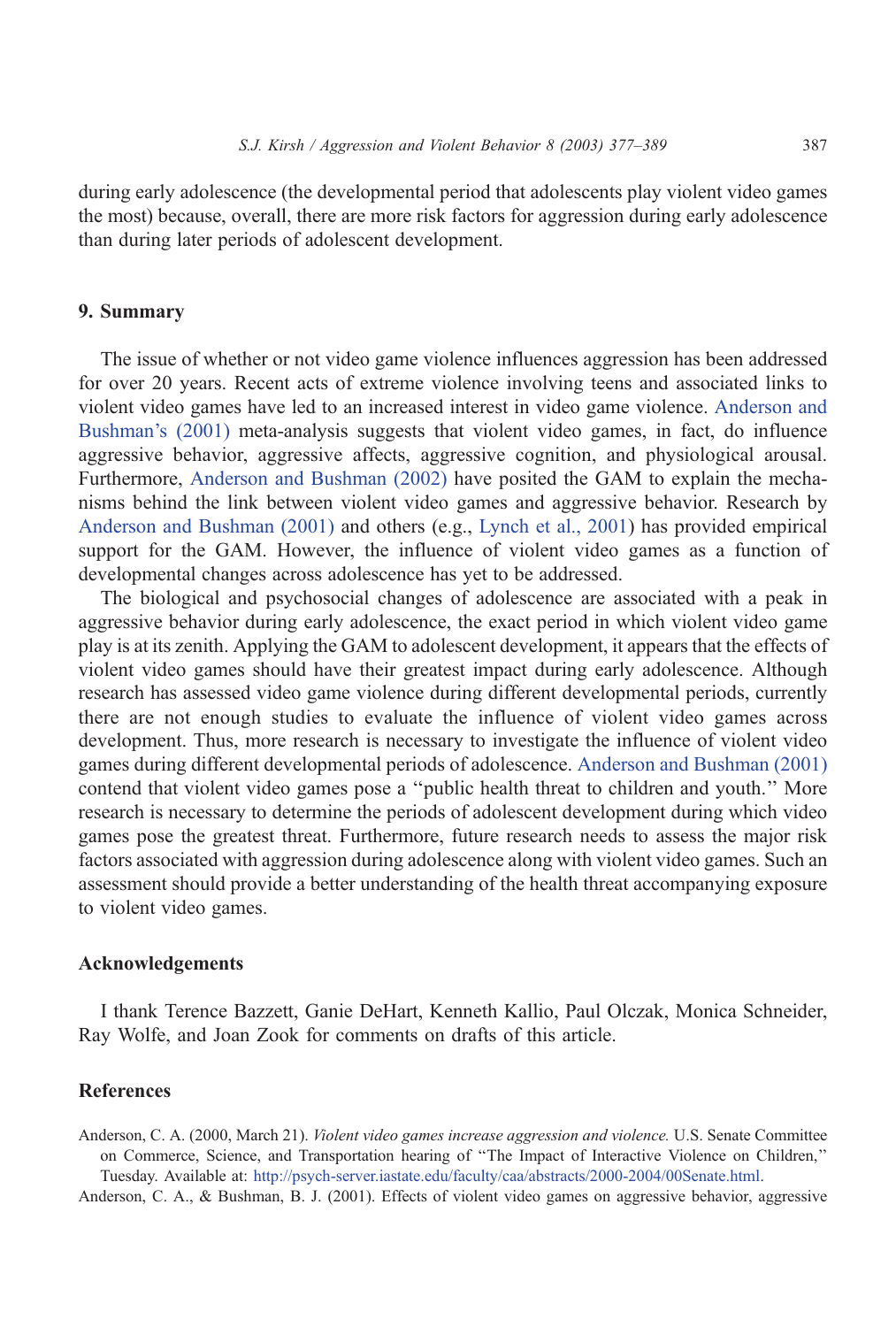during early adolescence (the developmental period that adolescents play violent video games the most) because, overall, there are more risk factors for aggression during early adolescence than during later periods of adolescent development.

## 9. Summary

The issue of whether or not video game violence influences aggression has been addressed for over 20 years. Recent acts of extreme violence involving teens and associated links to violent video games have led to an increased interest in video game violence. Anderson and Bushman's (2001) meta-analysis suggests that violent video games, in fact, do influence aggressive behavior, aggressive affects, aggressive cognition, and physiological arousal. Furthermore, Anderson and Bushman (2002) have posited the GAM to explain the mechanisms behind the link between violent video games and aggressive behavior. Research by Anderson and Bushman (2001) and others (e.g., Lynch et al., 2001) has provided empirical support for the GAM. However, the influence of violent video games as a function of developmental changes across adolescence has yet to be addressed.

The biological and psychosocial changes of adolescence are associated with a peak in aggressive behavior during early adolescence, the exact period in which violent video game play is at its zenith. Applying the GAM to adolescent development, it appears that the effects of violent video games should have their greatest impact during early adolescence. Although research has assessed video game violence during different developmental periods, currently there are not enough studies to evaluate the influence of violent video games across development. Thus, more research is necessary to investigate the influence of violent video games during different developmental periods of adolescence. Anderson and Bushman (2001) contend that violent video games pose a "public health threat to children and youth." More research is necessary to determine the periods of adolescent development during which video games pose the greatest threat. Furthermore, future research needs to assess the major risk factors associated with aggression during adolescence along with violent video games. Such an assessment should provide a better understanding of the health threat accompanying exposure to violent video games.

## Acknowledgements

I thank Terence Bazzett, Ganie DeHart, Kenneth Kallio, Paul Olczak, Monica Schneider, Ray Wolfe, and Joan Zook for comments on drafts of this article.

## References

Anderson, C. A. (2000, March 21). *Violent video games increase aggression and violence.* U.S. Senate Committee on Commerce, Science, and Transportation hearing of "The Impact of Interactive Violence on Children," Tuesday. Available at: http://psych-server.iastate.edu/faculty/caa/abstracts/2000-2004/00Senate.html.

Anderson, C. A., & Bushman, B. J. (2001). Effects of violent video games on aggressive behavior, aggressive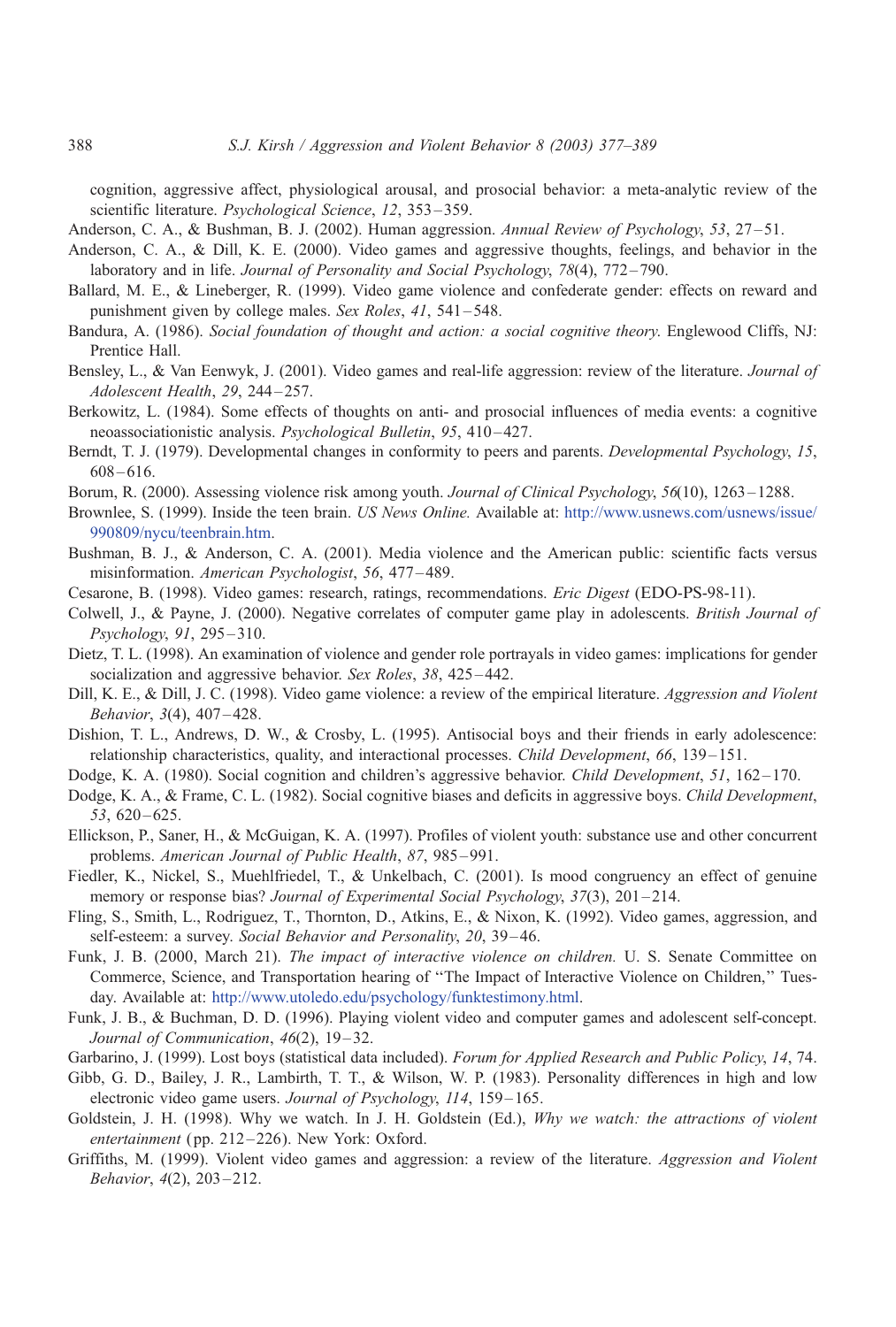cognition, aggressive affect, physiological arousal, and prosocial behavior: a meta-analytic review of the scientific literature. *Psychological Science*, *12*, 353–359.

Anderson, C. A., & Bushman, B. J. (2002). Human aggression. *Annual Review of Psychology*, *53*, 27–51.

Anderson, C. A., & Dill, K. E. (2000). Video games and aggressive thoughts, feelings, and behavior in the laboratory and in life. *Journal of Personality and Social Psychology*, *78*(4), 772–790.

Ballard, M. E., & Lineberger, R. (1999). Video game violence and confederate gender: effects on reward and punishment given by college males. *Sex Roles*, *41*, 541–548.

Bandura, A. (1986). *Social foundation of thought and action: a social cognitive theory*. Englewood Cliffs, NJ: Prentice Hall.

Bensley, L., & Van Eenwyk, J. (2001). Video games and real-life aggression: review of the literature. *Journal of Adolescent Health*, *29*, 244–257.

Berkowitz, L. (1984). Some effects of thoughts on anti- and prosocial influences of media events: a cognitive neoassociationistic analysis. *Psychological Bulletin*, *95*, 410–427.

Berndt, T. J. (1979). Developmental changes in conformity to peers and parents. *Developmental Psychology*, *15*, 608–616.

Borum, R. (2000). Assessing violence risk among youth. *Journal of Clinical Psychology*, *56*(10), 1263–1288.

Brownlee, S. (1999). Inside the teen brain. *US News Online.* Available at: http://www.usnews.com/usnews/issue/990809/nycu/teenbrain.htm.

Bushman, B. J., & Anderson, C. A. (2001). Media violence and the American public: scientific facts versus misinformation. *American Psychologist*, *56*, 477–489.

Cesarone, B. (1998). Video games: research, ratings, recommendations. *Eric Digest* (EDO-PS-98-11).

Colwell, J., & Payne, J. (2000). Negative correlates of computer game play in adolescents. *British Journal of Psychology*, *91*, 295–310.

Dietz, T. L. (1998). An examination of violence and gender role portrayals in video games: implications for gender socialization and aggressive behavior. *Sex Roles*, *38*, 425–442.

Dill, K. E., & Dill, J. C. (1998). Video game violence: a review of the empirical literature. *Aggression and Violent Behavior*, *3*(4), 407–428.

Dishion, T. L., Andrews, D. W., & Crosby, L. (1995). Antisocial boys and their friends in early adolescence: relationship characteristics, quality, and interactional processes. *Child Development*, *66*, 139–151.

Dodge, K. A. (1980). Social cognition and children's aggressive behavior. *Child Development*, *51*, 162–170.

Dodge, K. A., & Frame, C. L. (1982). Social cognitive biases and deficits in aggressive boys. *Child Development*, *53*, 620–625.

Ellickson, P., Saner, H., & McGuigan, K. A. (1997). Profiles of violent youth: substance use and other concurrent problems. *American Journal of Public Health*, *87*, 985–991.

Fiedler, K., Nickel, S., Muehlfriedel, T., & Unkelbach, C. (2001). Is mood congruency an effect of genuine memory or response bias? *Journal of Experimental Social Psychology*, *37*(3), 201–214.

Fling, S., Smith, L., Rodriguez, T., Thornton, D., Atkins, E., & Nixon, K. (1992). Video games, aggression, and self-esteem: a survey. *Social Behavior and Personality*, *20*, 39–46.

Funk, J. B. (2000, March 21). *The impact of interactive violence on children.* U. S. Senate Committee on Commerce, Science, and Transportation hearing of "The Impact of Interactive Violence on Children," Tuesday. Available at: http://www.utoledo.edu/psychology/funktestimony.html.

Funk, J. B., & Buchman, D. D. (1996). Playing violent video and computer games and adolescent self-concept. *Journal of Communication*, *46*(2), 19–32.

Garbarino, J. (1999). Lost boys (statistical data included). *Forum for Applied Research and Public Policy*, *14*, 74.

Gibb, G. D., Bailey, J. R., Lambirth, T. T., & Wilson, W. P. (1983). Personality differences in high and low electronic video game users. *Journal of Psychology*, *114*, 159–165.

Goldstein, J. H. (1998). Why we watch. In J. H. Goldstein (Ed.), *Why we watch: the attractions of violent entertainment* (pp. 212–226). New York: Oxford.

Griffiths, M. (1999). Violent video games and aggression: a review of the literature. *Aggression and Violent Behavior*, *4*(2), 203–212.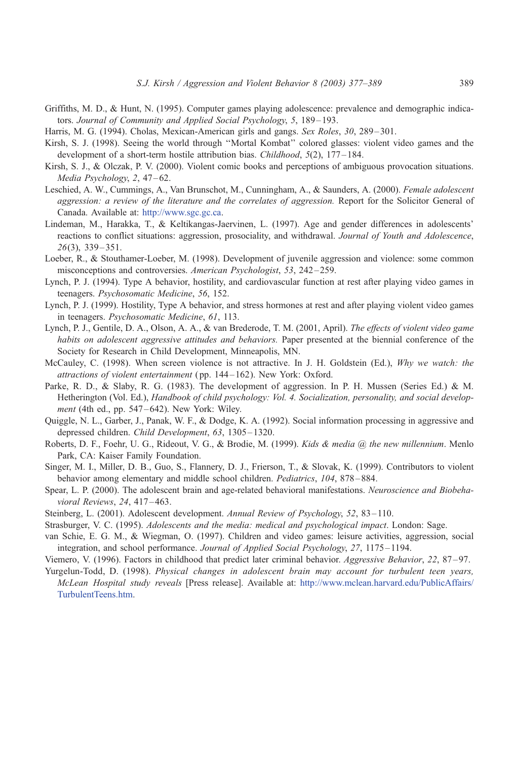Griffiths, M. D., & Hunt, N. (1995). Computer games playing adolescence: prevalence and demographic indicators. *Journal of Community and Applied Social Psychology*, *5*, 189–193.

Harris, M. G. (1994). Cholas, Mexican-American girls and gangs. *Sex Roles*, *30*, 289–301.

Kirsh, S. J. (1998). Seeing the world through ''Mortal Kombat'' colored glasses: violent video games and the development of a short-term hostile attribution bias. *Childhood*, *5*(2), 177–184.

Kirsh, S. J., & Olczak, P. V. (2000). Violent comic books and perceptions of ambiguous provocation situations. *Media Psychology*, *2*, 47–62.

Leschied, A. W., Cummings, A., Van Brunschot, M., Cunningham, A., & Saunders, A. (2000). *Female adolescent aggression: a review of the literature and the correlates of aggression.* Report for the Solicitor General of Canada. Available at: http://www.sgc.gc.ca.

Lindeman, M., Harakka, T., & Keltikangas-Jaervinen, L. (1997). Age and gender differences in adolescents' reactions to conflict situations: aggression, prosociality, and withdrawal. *Journal of Youth and Adolescence*, *26*(3), 339–351.

Loeber, R., & Stouthamer-Loeber, M. (1998). Development of juvenile aggression and violence: some common misconceptions and controversies. *American Psychologist*, *53*, 242–259.

Lynch, P. J. (1994). Type A behavior, hostility, and cardiovascular function at rest after playing video games in teenagers. *Psychosomatic Medicine*, *56*, 152.

Lynch, P. J. (1999). Hostility, Type A behavior, and stress hormones at rest and after playing violent video games in teenagers. *Psychosomatic Medicine*, *61*, 113.

Lynch, P. J., Gentile, D. A., Olson, A. A., & van Brederode, T. M. (2001, April). *The effects of violent video game habits on adolescent aggressive attitudes and behaviors.* Paper presented at the biennial conference of the Society for Research in Child Development, Minneapolis, MN.

McCauley, C. (1998). When screen violence is not attractive. In J. H. Goldstein (Ed.), *Why we watch: the attractions of violent entertainment* (pp. 144–162). New York: Oxford.

Parke, R. D., & Slaby, R. G. (1983). The development of aggression. In P. H. Mussen (Series Ed.) & M. Hetherington (Vol. Ed.), *Handbook of child psychology: Vol. 4. Socialization, personality, and social development* (4th ed., pp. 547–642). New York: Wiley.

Quiggle, N. L., Garber, J., Panak, W. F., & Dodge, K. A. (1992). Social information processing in aggressive and depressed children. *Child Development*, *63*, 1305–1320.

Roberts, D. F., Foehr, U. G., Rideout, V. G., & Brodie, M. (1999). *Kids & media @ the new millennium*. Menlo Park, CA: Kaiser Family Foundation.

Singer, M. I., Miller, D. B., Guo, S., Flannery, D. J., Frierson, T., & Slovak, K. (1999). Contributors to violent behavior among elementary and middle school children. *Pediatrics*, *104*, 878–884.

Spear, L. P. (2000). The adolescent brain and age-related behavioral manifestations. *Neuroscience and Biobehavioral Reviews*, *24*, 417–463.

Steinberg, L. (2001). Adolescent development. *Annual Review of Psychology*, *52*, 83–110.

Strasburger, V. C. (1995). *Adolescents and the media: medical and psychological impact*. London: Sage.

van Schie, E. G. M., & Wiegman, O. (1997). Children and video games: leisure activities, aggression, social integration, and school performance. *Journal of Applied Social Psychology*, *27*, 1175–1194.

Viemero, V. (1996). Factors in childhood that predict later criminal behavior. *Aggressive Behavior*, *22*, 87–97.

Yurgelun-Todd, D. (1998). *Physical changes in adolescent brain may account for turbulent teen years, McLean Hospital study reveals* [Press release]. Available at: http://www.mclean.harvard.edu/PublicAffairs/TurbulentTeens.htm.